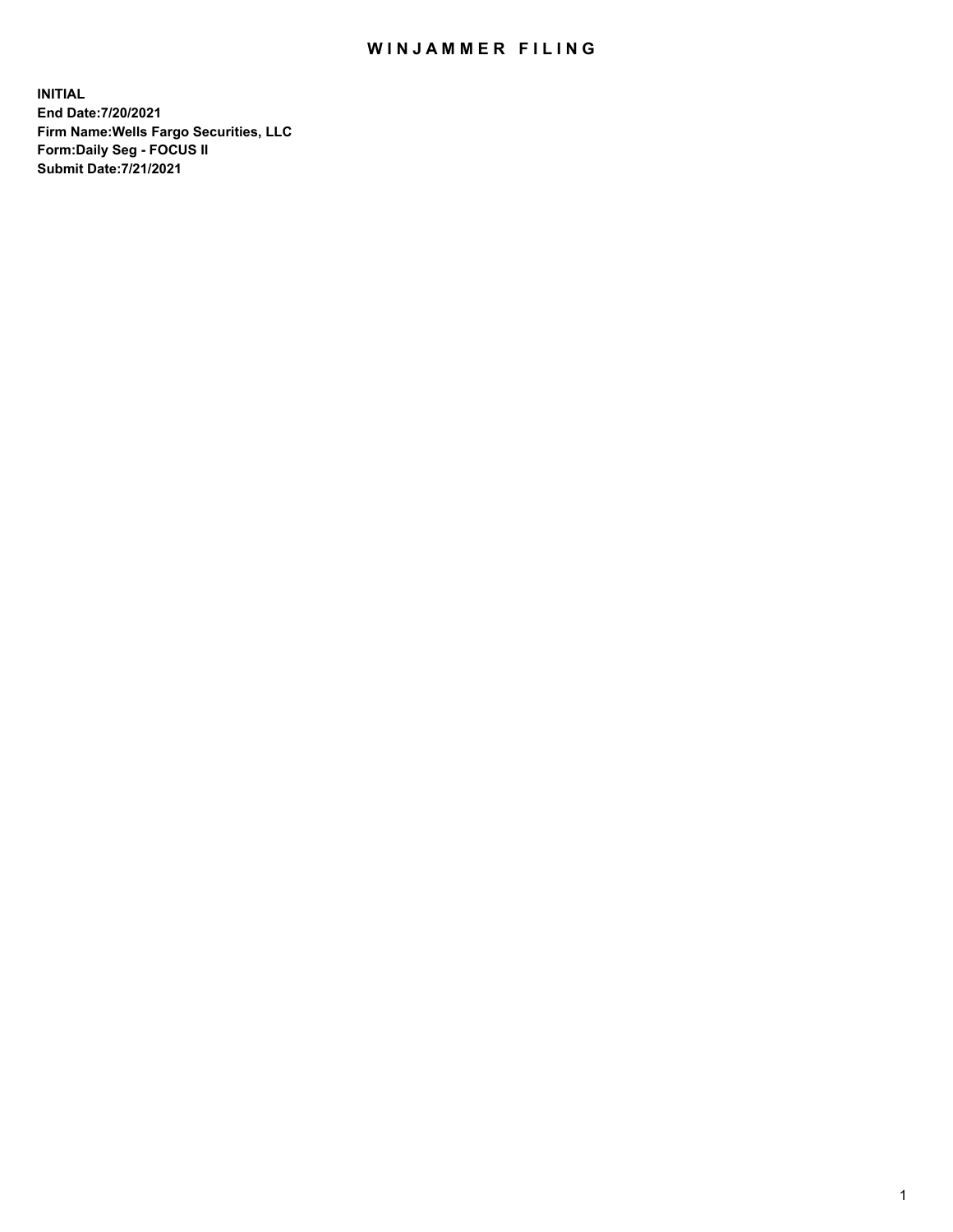# WINJAMMER FILING

**INITIAL**
**End Date:7/20/2021**
**Firm Name:Wells Fargo Securities, LLC**
**Form:Daily Seg - FOCUS II**
**Submit Date:7/21/2021**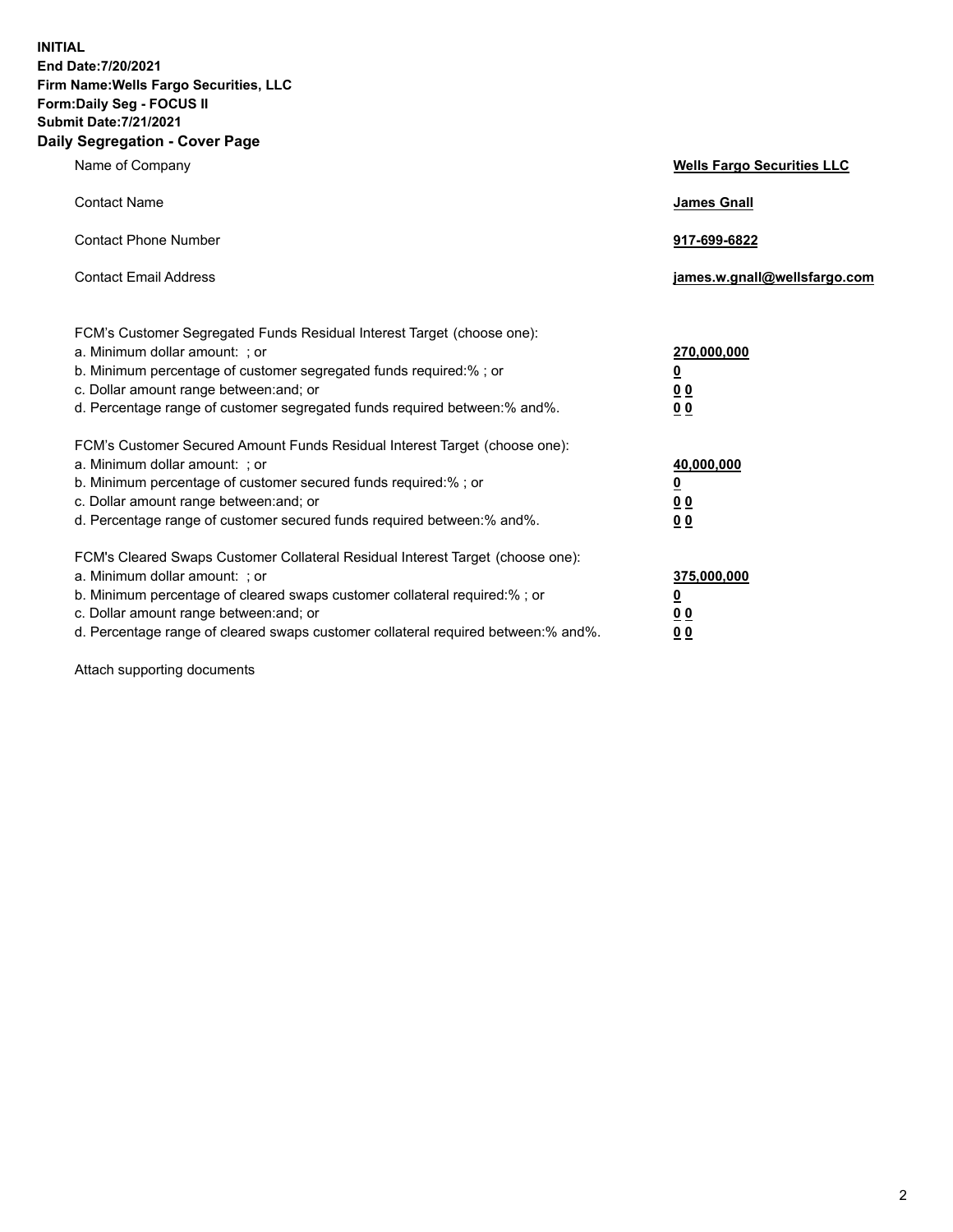**INITIAL**
**End Date:7/20/2021**
**Firm Name:Wells Fargo Securities, LLC**
**Form:Daily Seg - FOCUS II**
**Submit Date:7/21/2021**

## Daily Segregation - Cover Page

| | |
|---|---|
| Name of Company | **Wells Fargo Securities LLC** |
| Contact Name | **James Gnall** |
| Contact Phone Number | **917-699-6822** |
| Contact Email Address | **james.w.gnall@wellsfargo.com** |

| | |
|---|---|
| FCM's Customer Segregated Funds Residual Interest Target (choose one): | |
| a. Minimum dollar amount: ; or | **270,000,000** |
| b. Minimum percentage of customer segregated funds required:% ; or | **0** |
| c. Dollar amount range between:and; or | **0 0** |
| d. Percentage range of customer segregated funds required between:% and%. | **0 0** |
| FCM's Customer Secured Amount Funds Residual Interest Target (choose one): | |
| a. Minimum dollar amount: ; or | **40,000,000** |
| b. Minimum percentage of customer secured funds required:% ; or | **0** |
| c. Dollar amount range between:and; or | **0 0** |
| d. Percentage range of customer secured funds required between:% and%. | **0 0** |
| FCM's Cleared Swaps Customer Collateral Residual Interest Target (choose one): | |
| a. Minimum dollar amount: ; or | **375,000,000** |
| b. Minimum percentage of cleared swaps customer collateral required:% ; or | **0** |
| c. Dollar amount range between:and; or | **0 0** |
| d. Percentage range of cleared swaps customer collateral required between:% and%. | **0 0** |

Attach supporting documents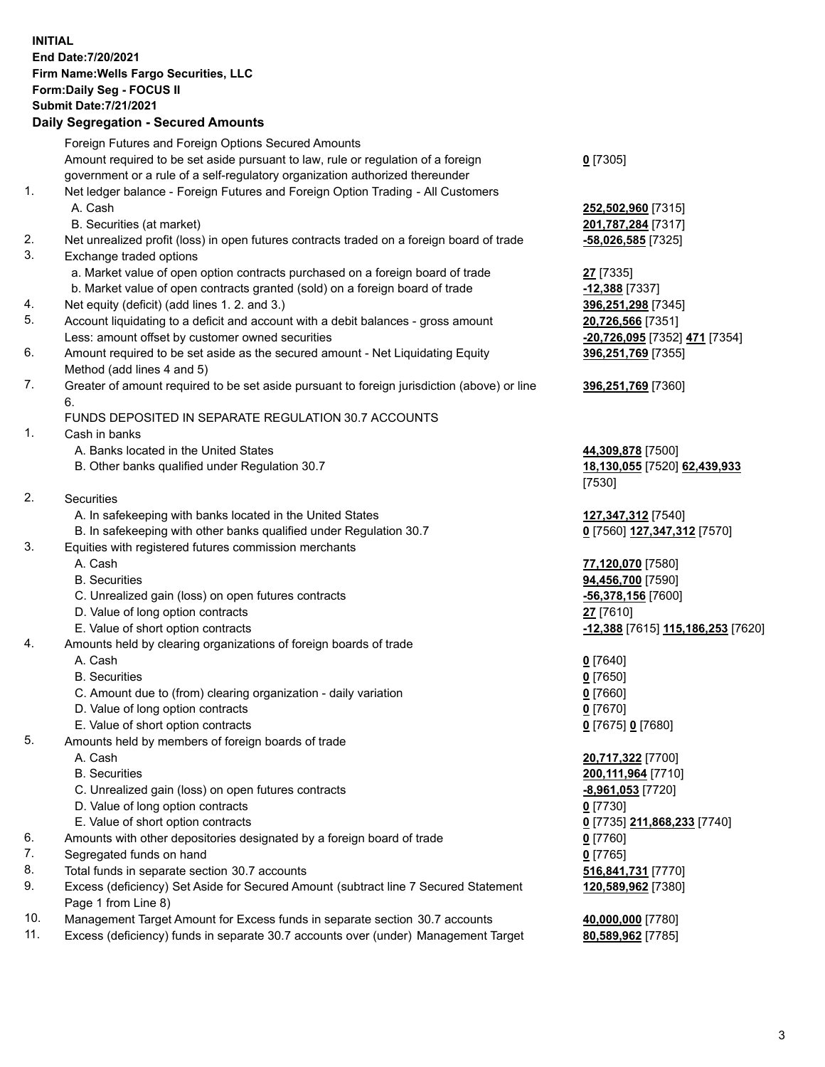**INITIAL**
**End Date:7/20/2021**
**Firm Name:Wells Fargo Securities, LLC**
**Form:Daily Seg - FOCUS II**
**Submit Date:7/21/2021**

## Daily Segregation - Secured Amounts

| | | |
|---|---|---|
| | Foreign Futures and Foreign Options Secured Amounts | |
| | Amount required to be set aside pursuant to law, rule or regulation of a foreign government or a rule of a self-regulatory organization authorized thereunder | **0** [7305] |
| 1. | Net ledger balance - Foreign Futures and Foreign Option Trading - All Customers | |
| | A. Cash | **252,502,960** [7315] |
| | B. Securities (at market) | **201,787,284** [7317] |
| 2. | Net unrealized profit (loss) in open futures contracts traded on a foreign board of trade | **-58,026,585** [7325] |
| 3. | Exchange traded options | |
| | a. Market value of open option contracts purchased on a foreign board of trade | **27** [7335] |
| | b. Market value of open contracts granted (sold) on a foreign board of trade | **-12,388** [7337] |
| 4. | Net equity (deficit) (add lines 1. 2. and 3.) | **396,251,298** [7345] |
| 5. | Account liquidating to a deficit and account with a debit balances - gross amount | **20,726,566** [7351] |
| | Less: amount offset by customer owned securities | **-20,726,095** [7352] **471** [7354] |
| 6. | Amount required to be set aside as the secured amount - Net Liquidating Equity Method (add lines 4 and 5) | **396,251,769** [7355] |
| 7. | Greater of amount required to be set aside pursuant to foreign jurisdiction (above) or line 6. | **396,251,769** [7360] |
| | FUNDS DEPOSITED IN SEPARATE REGULATION 30.7 ACCOUNTS | |
| 1. | Cash in banks | |
| | A. Banks located in the United States | **44,309,878** [7500] |
| | B. Other banks qualified under Regulation 30.7 | **18,130,055** [7520] **62,439,933** [7530] |
| 2. | Securities | |
| | A. In safekeeping with banks located in the United States | **127,347,312** [7540] |
| | B. In safekeeping with other banks qualified under Regulation 30.7 | **0** [7560] **127,347,312** [7570] |
| 3. | Equities with registered futures commission merchants | |
| | A. Cash | **77,120,070** [7580] |
| | B. Securities | **94,456,700** [7590] |
| | C. Unrealized gain (loss) on open futures contracts | **-56,378,156** [7600] |
| | D. Value of long option contracts | **27** [7610] |
| | E. Value of short option contracts | **-12,388** [7615] **115,186,253** [7620] |
| 4. | Amounts held by clearing organizations of foreign boards of trade | |
| | A. Cash | **0** [7640] |
| | B. Securities | **0** [7650] |
| | C. Amount due to (from) clearing organization - daily variation | **0** [7660] |
| | D. Value of long option contracts | **0** [7670] |
| | E. Value of short option contracts | **0** [7675] **0** [7680] |
| 5. | Amounts held by members of foreign boards of trade | |
| | A. Cash | **20,717,322** [7700] |
| | B. Securities | **200,111,964** [7710] |
| | C. Unrealized gain (loss) on open futures contracts | **-8,961,053** [7720] |
| | D. Value of long option contracts | **0** [7730] |
| | E. Value of short option contracts | **0** [7735] **211,868,233** [7740] |
| 6. | Amounts with other depositories designated by a foreign board of trade | **0** [7760] |
| 7. | Segregated funds on hand | **0** [7765] |
| 8. | Total funds in separate section 30.7 accounts | **516,841,731** [7770] |
| 9. | Excess (deficiency) Set Aside for Secured Amount (subtract line 7 Secured Statement Page 1 from Line 8) | **120,589,962** [7380] |
| 10. | Management Target Amount for Excess funds in separate section 30.7 accounts | **40,000,000** [7780] |
| 11. | Excess (deficiency) funds in separate 30.7 accounts over (under) Management Target | **80,589,962** [7785] |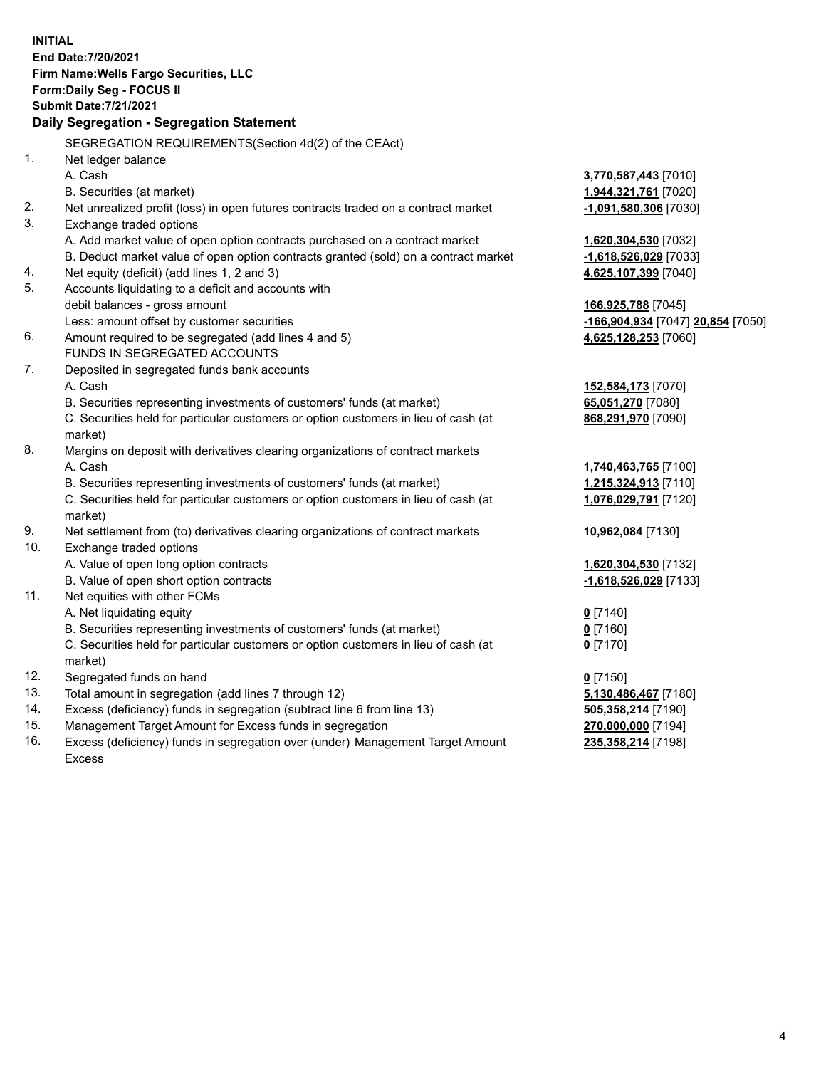**INITIAL**
**End Date:7/20/2021**
**Firm Name:Wells Fargo Securities, LLC**
**Form:Daily Seg - FOCUS II**
**Submit Date:7/21/2021**

## Daily Segregation - Segregation Statement

SEGREGATION REQUIREMENTS(Section 4d(2) of the CEAct)

| | | |
|---|---|---|
| 1. | Net ledger balance | |
| | A. Cash | **3,770,587,443** [7010] |
| | B. Securities (at market) | **1,944,321,761** [7020] |
| 2. | Net unrealized profit (loss) in open futures contracts traded on a contract market | **-1,091,580,306** [7030] |
| 3. | Exchange traded options | |
| | A. Add market value of open option contracts purchased on a contract market | **1,620,304,530** [7032] |
| | B. Deduct market value of open option contracts granted (sold) on a contract market | **-1,618,526,029** [7033] |
| 4. | Net equity (deficit) (add lines 1, 2 and 3) | **4,625,107,399** [7040] |
| 5. | Accounts liquidating to a deficit and accounts with | |
| | debit balances - gross amount | **166,925,788** [7045] |
| | Less: amount offset by customer securities | **-166,904,934** [7047] **20,854** [7050] |
| 6. | Amount required to be segregated (add lines 4 and 5) | **4,625,128,253** [7060] |
| | FUNDS IN SEGREGATED ACCOUNTS | |
| 7. | Deposited in segregated funds bank accounts | |
| | A. Cash | **152,584,173** [7070] |
| | B. Securities representing investments of customers' funds (at market) | **65,051,270** [7080] |
| | C. Securities held for particular customers or option customers in lieu of cash (at market) | **868,291,970** [7090] |
| 8. | Margins on deposit with derivatives clearing organizations of contract markets | |
| | A. Cash | **1,740,463,765** [7100] |
| | B. Securities representing investments of customers' funds (at market) | **1,215,324,913** [7110] |
| | C. Securities held for particular customers or option customers in lieu of cash (at market) | **1,076,029,791** [7120] |
| 9. | Net settlement from (to) derivatives clearing organizations of contract markets | **10,962,084** [7130] |
| 10. | Exchange traded options | |
| | A. Value of open long option contracts | **1,620,304,530** [7132] |
| | B. Value of open short option contracts | **-1,618,526,029** [7133] |
| 11. | Net equities with other FCMs | |
| | A. Net liquidating equity | **0** [7140] |
| | B. Securities representing investments of customers' funds (at market) | **0** [7160] |
| | C. Securities held for particular customers or option customers in lieu of cash (at market) | **0** [7170] |
| 12. | Segregated funds on hand | **0** [7150] |
| 13. | Total amount in segregation (add lines 7 through 12) | **5,130,486,467** [7180] |
| 14. | Excess (deficiency) funds in segregation (subtract line 6 from line 13) | **505,358,214** [7190] |
| 15. | Management Target Amount for Excess funds in segregation | **270,000,000** [7194] |
| 16. | Excess (deficiency) funds in segregation over (under) Management Target Amount Excess | **235,358,214** [7198] |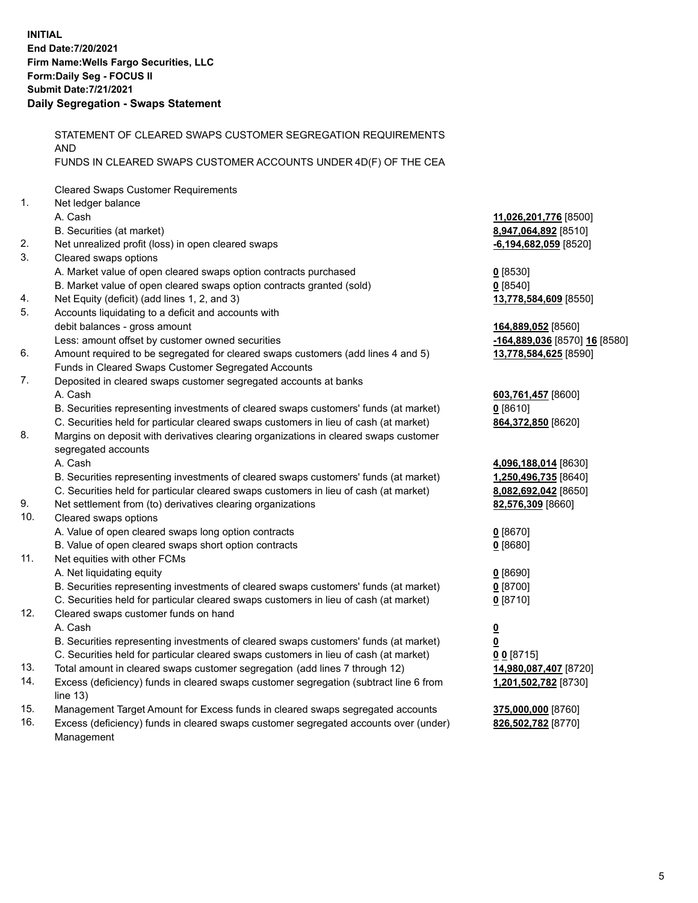**INITIAL**
**End Date:7/20/2021**
**Firm Name:Wells Fargo Securities, LLC**
**Form:Daily Seg - FOCUS II**
**Submit Date:7/21/2021**
**Daily Segregation - Swaps Statement**

STATEMENT OF CLEARED SWAPS CUSTOMER SEGREGATION REQUIREMENTS AND FUNDS IN CLEARED SWAPS CUSTOMER ACCOUNTS UNDER 4D(F) OF THE CEA

| | | |
|---|---|---|
| | Cleared Swaps Customer Requirements | |
| 1. | Net ledger balance | |
| | A. Cash | **11,026,201,776** [8500] |
| | B. Securities (at market) | **8,947,064,892** [8510] |
| 2. | Net unrealized profit (loss) in open cleared swaps | **-6,194,682,059** [8520] |
| 3. | Cleared swaps options | |
| | A. Market value of open cleared swaps option contracts purchased | **0** [8530] |
| | B. Market value of open cleared swaps option contracts granted (sold) | **0** [8540] |
| 4. | Net Equity (deficit) (add lines 1, 2, and 3) | **13,778,584,609** [8550] |
| 5. | Accounts liquidating to a deficit and accounts with debit balances - gross amount | **164,889,052** [8560] |
| | Less: amount offset by customer owned securities | **-164,889,036** [8570] **16** [8580] |
| 6. | Amount required to be segregated for cleared swaps customers (add lines 4 and 5) | **13,778,584,625** [8590] |
| | Funds in Cleared Swaps Customer Segregated Accounts | |
| 7. | Deposited in cleared swaps customer segregated accounts at banks | |
| | A. Cash | **603,761,457** [8600] |
| | B. Securities representing investments of cleared swaps customers' funds (at market) | **0** [8610] |
| | C. Securities held for particular cleared swaps customers in lieu of cash (at market) | **864,372,850** [8620] |
| 8. | Margins on deposit with derivatives clearing organizations in cleared swaps customer segregated accounts | |
| | A. Cash | **4,096,188,014** [8630] |
| | B. Securities representing investments of cleared swaps customers' funds (at market) | **1,250,496,735** [8640] |
| | C. Securities held for particular cleared swaps customers in lieu of cash (at market) | **8,082,692,042** [8650] |
| 9. | Net settlement from (to) derivatives clearing organizations | **82,576,309** [8660] |
| 10. | Cleared swaps options | |
| | A. Value of open cleared swaps long option contracts | **0** [8670] |
| | B. Value of open cleared swaps short option contracts | **0** [8680] |
| 11. | Net equities with other FCMs | |
| | A. Net liquidating equity | **0** [8690] |
| | B. Securities representing investments of cleared swaps customers' funds (at market) | **0** [8700] |
| | C. Securities held for particular cleared swaps customers in lieu of cash (at market) | **0** [8710] |
| 12. | Cleared swaps customer funds on hand | |
| | A. Cash | **0** |
| | B. Securities representing investments of cleared swaps customers' funds (at market) | **0** |
| | C. Securities held for particular cleared swaps customers in lieu of cash (at market) | **0** **0** [8715] |
| 13. | Total amount in cleared swaps customer segregation (add lines 7 through 12) | **14,980,087,407** [8720] |
| 14. | Excess (deficiency) funds in cleared swaps customer segregation (subtract line 6 from line 13) | **1,201,502,782** [8730] |
| 15. | Management Target Amount for Excess funds in cleared swaps segregated accounts | **375,000,000** [8760] |
| 16. | Excess (deficiency) funds in cleared swaps customer segregated accounts over (under) Management | **826,502,782** [8770] |